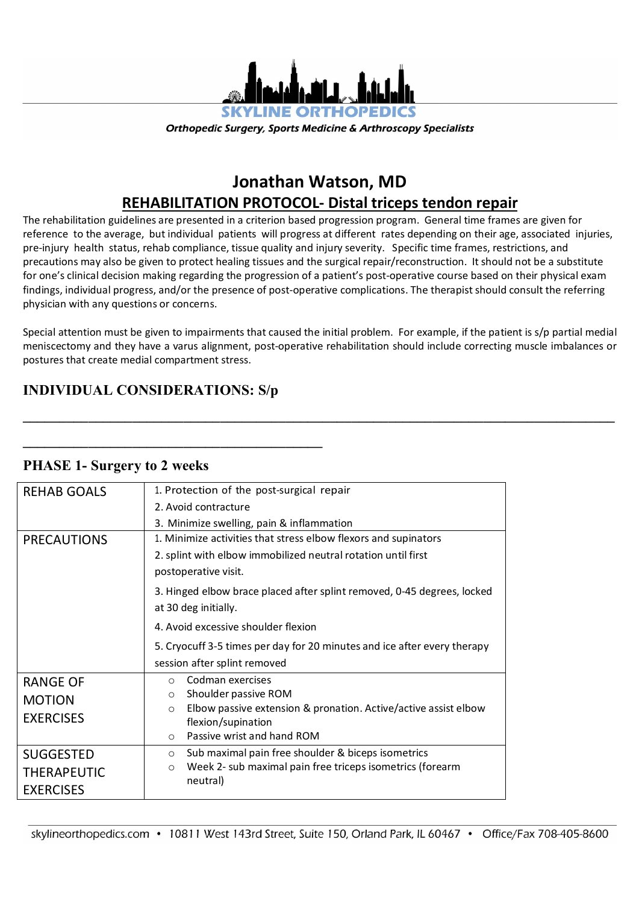SKYLINE ORTHOPEDICS

*Orthopedic Surgery, Sports Medicine & Arthroscopy Specialists*

# Jonathan Watson, MD

## REHABILITATION PROTOCOL- Distal triceps tendon repair

The rehabilitation guidelines are presented in a criterion based progression program. General time frames are given for reference to the average, but individual patients will progress at different rates depending on their age, associated injuries, pre-injury health status, rehab compliance, tissue quality and injury severity. Specific time frames, restrictions, and precautions may also be given to protect healing tissues and the surgical repair/reconstruction. It should not be a substitute for one's clinical decision making regarding the progression of a patient's post-operative course based on their physical exam findings, individual progress, and/or the presence of post-operative complications. The therapist should consult the referring physician with any questions or concerns.

Special attention must be given to impairments that caused the initial problem. For example, if the patient is s/p partial medial meniscectomy and they have a varus alignment, post-operative rehabilitation should include correcting muscle imbalances or postures that create medial compartment stress.

### INDIVIDUAL CONSIDERATIONS: S/p

\_\_\_\_\_\_\_\_\_\_\_\_\_\_\_\_\_\_\_\_\_\_\_\_\_\_\_\_\_\_\_\_\_\_\_\_\_\_\_\_\_\_\_\_\_\_\_\_\_\_\_\_\_\_\_\_\_\_\_\_\_\_\_\_\_\_\_\_\_\_\_\_\_\_\_\_\_\_

\_\_\_\_\_\_\_\_\_\_\_\_\_\_\_\_\_\_\_\_\_\_\_\_\_\_\_\_\_\_\_\_\_\_\_\_\_\_\_\_

### PHASE 1- Surgery to 2 weeks

| | |
|---|---|
| REHAB GOALS | 1. Protection of the post-surgical repair<br>2. Avoid contracture<br>3. Minimize swelling, pain & inflammation |
| PRECAUTIONS | 1. Minimize activities that stress elbow flexors and supinators<br>2. splint with elbow immobilized neutral rotation until first postoperative visit.<br>3. Hinged elbow brace placed after splint removed, 0-45 degrees, locked at 30 deg initially.<br>4. Avoid excessive shoulder flexion<br>5. Cryocuff 3-5 times per day for 20 minutes and ice after every therapy session after splint removed |
| RANGE OF MOTION EXERCISES | ○ Codman exercises<br>○ Shoulder passive ROM<br>○ Elbow passive extension & pronation. Active/active assist elbow flexion/supination<br>○ Passive wrist and hand ROM |
| SUGGESTED THERAPEUTIC EXERCISES | ○ Sub maximal pain free shoulder & biceps isometrics<br>○ Week 2- sub maximal pain free triceps isometrics (forearm neutral) |

skylineorthopedics.com • 10811 West 143rd Street, Suite 150, Orland Park, IL 60467 • Office/Fax 708-405-8600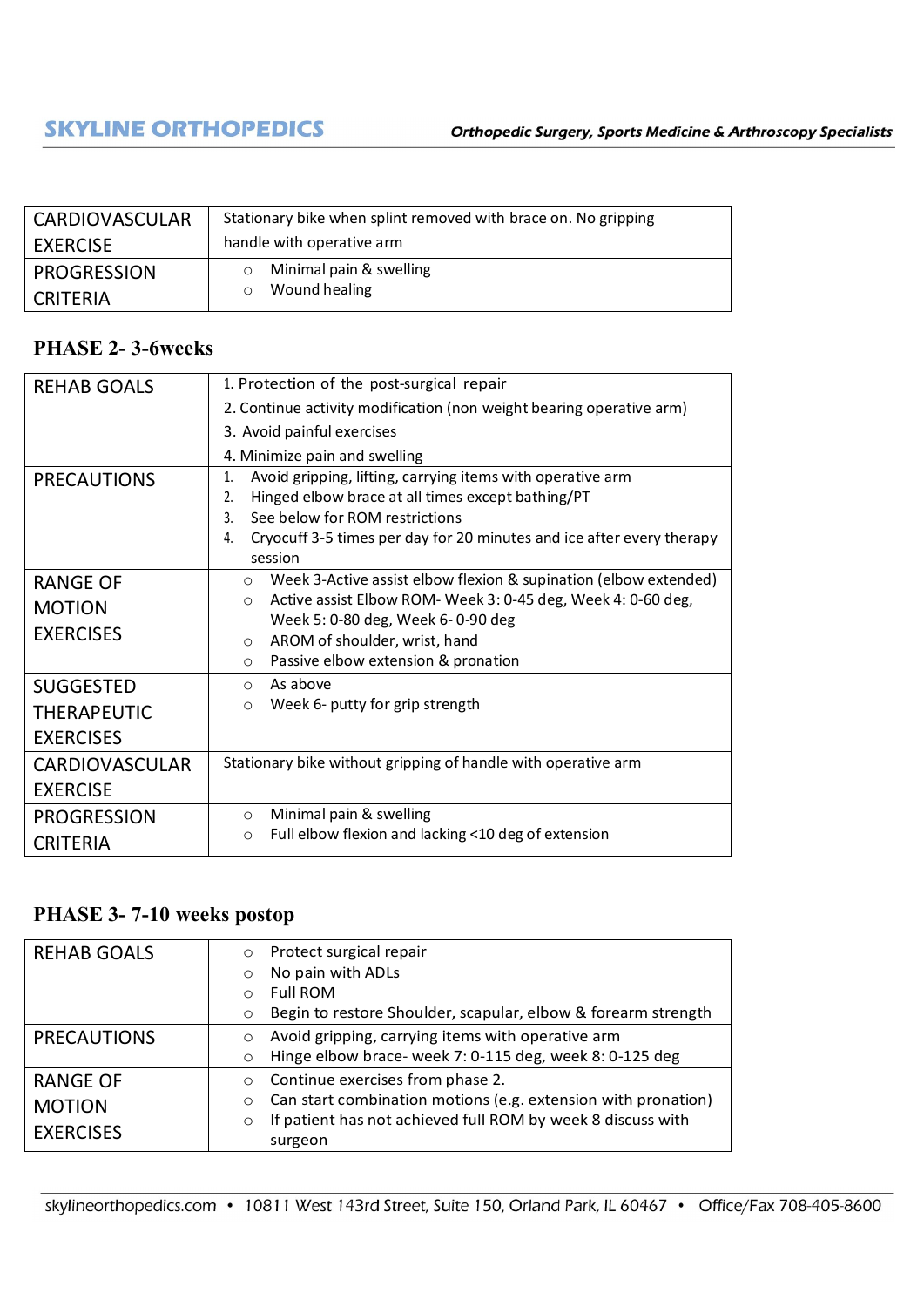| CARDIOVASCULAR EXERCISE | Stationary bike when splint removed with brace on. No gripping handle with operative arm |
|---|---|
| PROGRESSION CRITERIA | ○ Minimal pain & swelling<br>○ Wound healing |

## PHASE 2- 3-6weeks

| REHAB GOALS | 1. Protection of the post-surgical repair<br>2. Continue activity modification (non weight bearing operative arm)<br>3. Avoid painful exercises<br>4. Minimize pain and swelling |
|---|---|
| PRECAUTIONS | 1. Avoid gripping, lifting, carrying items with operative arm<br>2. Hinged elbow brace at all times except bathing/PT<br>3. See below for ROM restrictions<br>4. Cryocuff 3-5 times per day for 20 minutes and ice after every therapy session |
| RANGE OF MOTION EXERCISES | ○ Week 3-Active assist elbow flexion & supination (elbow extended)<br>○ Active assist Elbow ROM- Week 3: 0-45 deg, Week 4: 0-60 deg, Week 5: 0-80 deg, Week 6- 0-90 deg<br>○ AROM of shoulder, wrist, hand<br>○ Passive elbow extension & pronation |
| SUGGESTED THERAPEUTIC EXERCISES | ○ As above<br>○ Week 6- putty for grip strength |
| CARDIOVASCULAR EXERCISE | Stationary bike without gripping of handle with operative arm |
| PROGRESSION CRITERIA | ○ Minimal pain & swelling<br>○ Full elbow flexion and lacking <10 deg of extension |

## PHASE 3- 7-10 weeks postop

| REHAB GOALS | ○ Protect surgical repair<br>○ No pain with ADLs<br>○ Full ROM<br>○ Begin to restore Shoulder, scapular, elbow & forearm strength |
|---|---|
| PRECAUTIONS | ○ Avoid gripping, carrying items with operative arm<br>○ Hinge elbow brace- week 7: 0-115 deg, week 8: 0-125 deg |
| RANGE OF MOTION EXERCISES | ○ Continue exercises from phase 2.<br>○ Can start combination motions (e.g. extension with pronation)<br>○ If patient has not achieved full ROM by week 8 discuss with surgeon |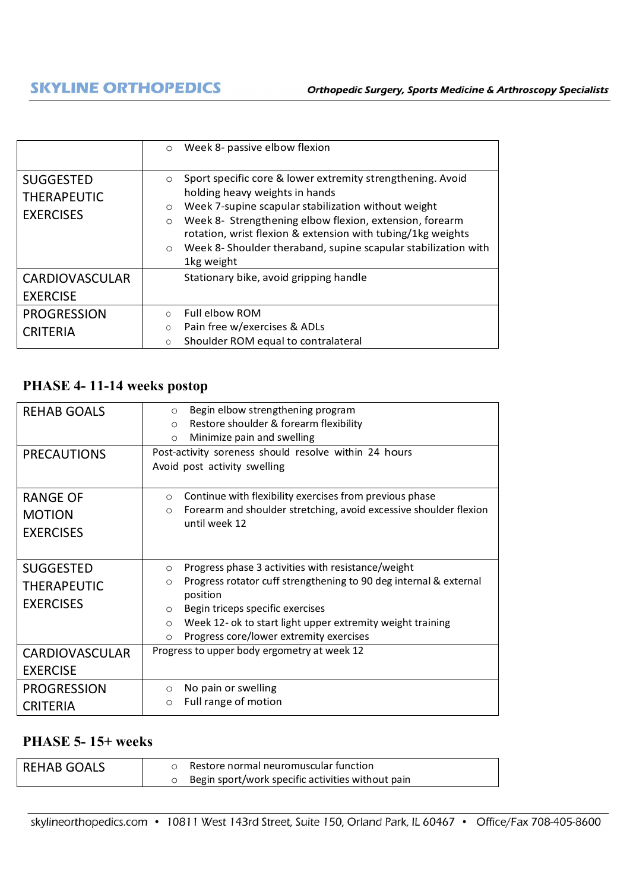|  |  |
|---|---|
|  | ○ Week 8- passive elbow flexion |
| SUGGESTED THERAPEUTIC EXERCISES | ○ Sport specific core & lower extremity strengthening. Avoid holding heavy weights in hands<br>○ Week 7-supine scapular stabilization without weight<br>○ Week 8- Strengthening elbow flexion, extension, forearm rotation, wrist flexion & extension with tubing/1kg weights<br>○ Week 8- Shoulder theraband, supine scapular stabilization with 1kg weight |
| CARDIOVASCULAR EXERCISE | Stationary bike, avoid gripping handle |
| PROGRESSION CRITERIA | ○ Full elbow ROM<br>○ Pain free w/exercises & ADLs<br>○ Shoulder ROM equal to contralateral |

## PHASE 4- 11-14 weeks postop

|  |  |
|---|---|
| REHAB GOALS | ○ Begin elbow strengthening program<br>○ Restore shoulder & forearm flexibility<br>○ Minimize pain and swelling |
| PRECAUTIONS | Post-activity soreness should resolve within 24 hours<br>Avoid post activity swelling |
| RANGE OF MOTION EXERCISES | ○ Continue with flexibility exercises from previous phase<br>○ Forearm and shoulder stretching, avoid excessive shoulder flexion until week 12 |
| SUGGESTED THERAPEUTIC EXERCISES | ○ Progress phase 3 activities with resistance/weight<br>○ Progress rotator cuff strengthening to 90 deg internal & external position<br>○ Begin triceps specific exercises<br>○ Week 12- ok to start light upper extremity weight training<br>○ Progress core/lower extremity exercises |
| CARDIOVASCULAR EXERCISE | Progress to upper body ergometry at week 12 |
| PROGRESSION CRITERIA | ○ No pain or swelling<br>○ Full range of motion |

## PHASE 5- 15+ weeks

|  |  |
|---|---|
| REHAB GOALS | ○ Restore normal neuromuscular function<br>○ Begin sport/work specific activities without pain |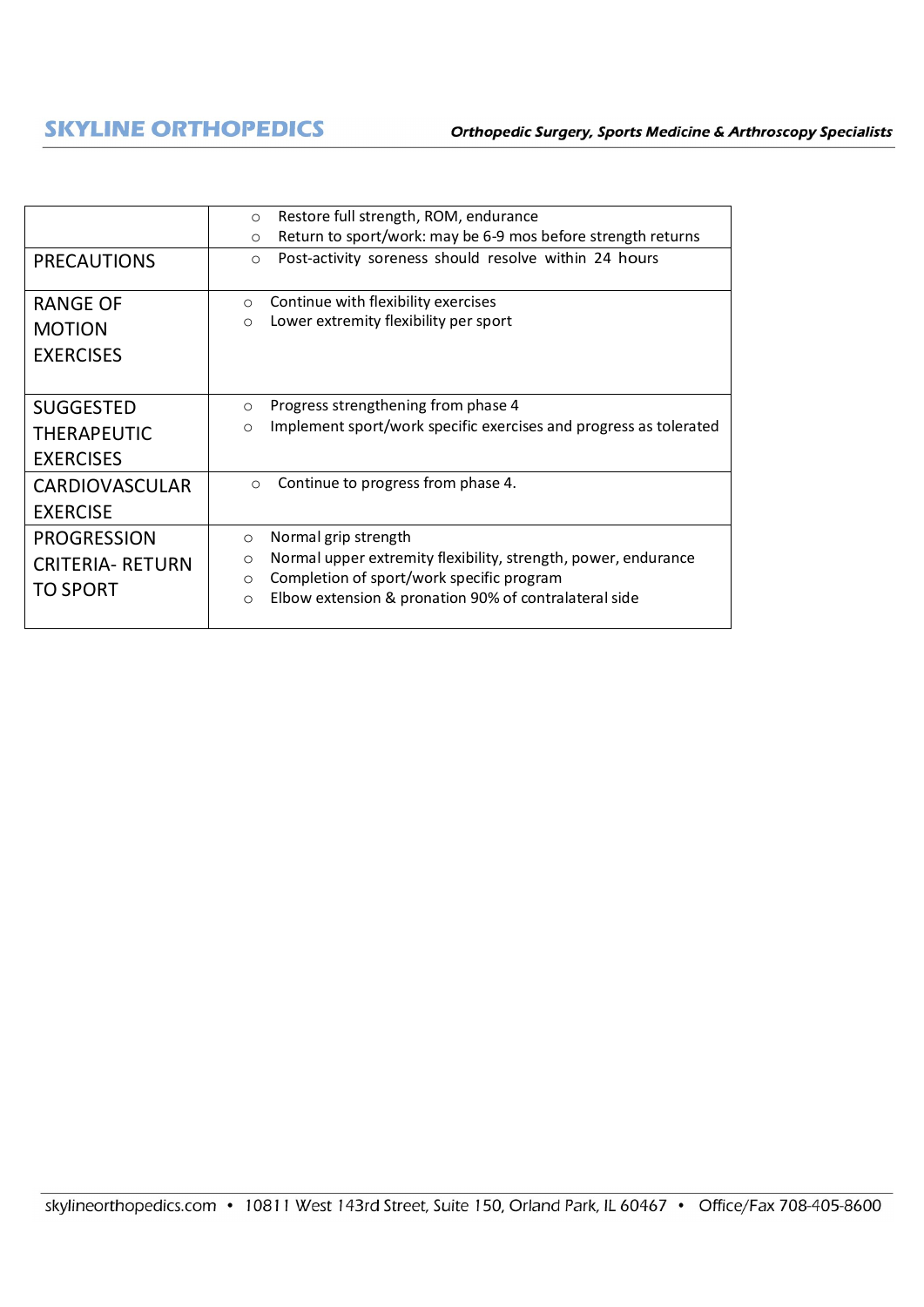| | |
|---|---|
| | ○ Restore full strength, ROM, endurance<br>○ Return to sport/work: may be 6-9 mos before strength returns |
| PRECAUTIONS | ○ Post-activity soreness should resolve within 24 hours |
| RANGE OF MOTION EXERCISES | ○ Continue with flexibility exercises<br>○ Lower extremity flexibility per sport |
| SUGGESTED THERAPEUTIC EXERCISES | ○ Progress strengthening from phase 4<br>○ Implement sport/work specific exercises and progress as tolerated |
| CARDIOVASCULAR EXERCISE | ○ Continue to progress from phase 4. |
| PROGRESSION CRITERIA- RETURN TO SPORT | ○ Normal grip strength<br>○ Normal upper extremity flexibility, strength, power, endurance<br>○ Completion of sport/work specific program<br>○ Elbow extension & pronation 90% of contralateral side |